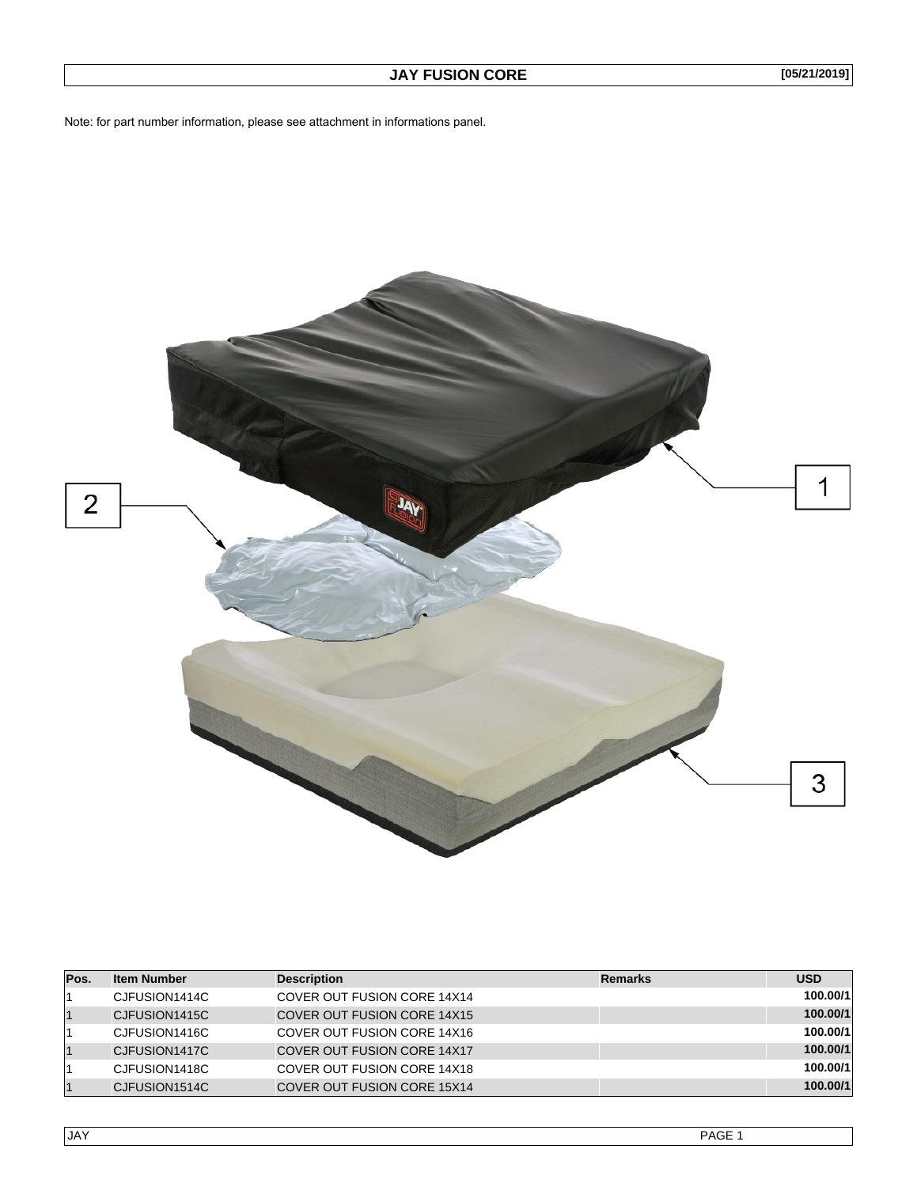# JAY FUSION CORE

[05/21/2019]

Note: for part number information, please see attachment in informations panel.

| Pos. | Item Number | Description | Remarks | USD |
|---|---|---|---|---|
| 1 | CJFUSION1414C | COVER OUT FUSION CORE 14X14 | | 100.00/1 |
| 1 | CJFUSION1415C | COVER OUT FUSION CORE 14X15 | | 100.00/1 |
| 1 | CJFUSION1416C | COVER OUT FUSION CORE 14X16 | | 100.00/1 |
| 1 | CJFUSION1417C | COVER OUT FUSION CORE 14X17 | | 100.00/1 |
| 1 | CJFUSION1418C | COVER OUT FUSION CORE 14X18 | | 100.00/1 |
| 1 | CJFUSION1514C | COVER OUT FUSION CORE 15X14 | | 100.00/1 |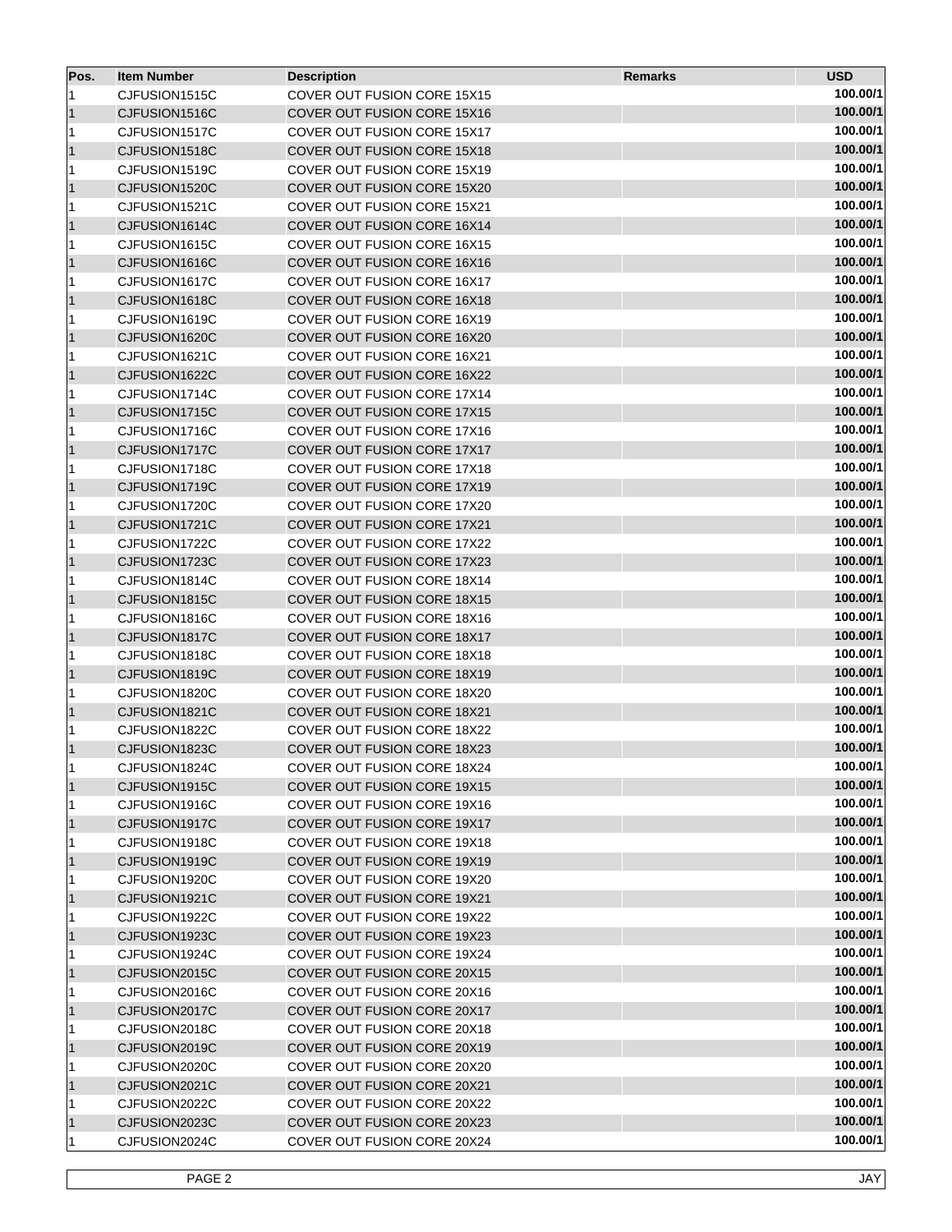| Pos. | Item Number | Description | Remarks | USD |
|---|---|---|---|---|
| 1 | CJFUSION1515C | COVER OUT FUSION CORE 15X15 | | 100.00/1 |
| 1 | CJFUSION1516C | COVER OUT FUSION CORE 15X16 | | 100.00/1 |
| 1 | CJFUSION1517C | COVER OUT FUSION CORE 15X17 | | 100.00/1 |
| 1 | CJFUSION1518C | COVER OUT FUSION CORE 15X18 | | 100.00/1 |
| 1 | CJFUSION1519C | COVER OUT FUSION CORE 15X19 | | 100.00/1 |
| 1 | CJFUSION1520C | COVER OUT FUSION CORE 15X20 | | 100.00/1 |
| 1 | CJFUSION1521C | COVER OUT FUSION CORE 15X21 | | 100.00/1 |
| 1 | CJFUSION1614C | COVER OUT FUSION CORE 16X14 | | 100.00/1 |
| 1 | CJFUSION1615C | COVER OUT FUSION CORE 16X15 | | 100.00/1 |
| 1 | CJFUSION1616C | COVER OUT FUSION CORE 16X16 | | 100.00/1 |
| 1 | CJFUSION1617C | COVER OUT FUSION CORE 16X17 | | 100.00/1 |
| 1 | CJFUSION1618C | COVER OUT FUSION CORE 16X18 | | 100.00/1 |
| 1 | CJFUSION1619C | COVER OUT FUSION CORE 16X19 | | 100.00/1 |
| 1 | CJFUSION1620C | COVER OUT FUSION CORE 16X20 | | 100.00/1 |
| 1 | CJFUSION1621C | COVER OUT FUSION CORE 16X21 | | 100.00/1 |
| 1 | CJFUSION1622C | COVER OUT FUSION CORE 16X22 | | 100.00/1 |
| 1 | CJFUSION1714C | COVER OUT FUSION CORE 17X14 | | 100.00/1 |
| 1 | CJFUSION1715C | COVER OUT FUSION CORE 17X15 | | 100.00/1 |
| 1 | CJFUSION1716C | COVER OUT FUSION CORE 17X16 | | 100.00/1 |
| 1 | CJFUSION1717C | COVER OUT FUSION CORE 17X17 | | 100.00/1 |
| 1 | CJFUSION1718C | COVER OUT FUSION CORE 17X18 | | 100.00/1 |
| 1 | CJFUSION1719C | COVER OUT FUSION CORE 17X19 | | 100.00/1 |
| 1 | CJFUSION1720C | COVER OUT FUSION CORE 17X20 | | 100.00/1 |
| 1 | CJFUSION1721C | COVER OUT FUSION CORE 17X21 | | 100.00/1 |
| 1 | CJFUSION1722C | COVER OUT FUSION CORE 17X22 | | 100.00/1 |
| 1 | CJFUSION1723C | COVER OUT FUSION CORE 17X23 | | 100.00/1 |
| 1 | CJFUSION1814C | COVER OUT FUSION CORE 18X14 | | 100.00/1 |
| 1 | CJFUSION1815C | COVER OUT FUSION CORE 18X15 | | 100.00/1 |
| 1 | CJFUSION1816C | COVER OUT FUSION CORE 18X16 | | 100.00/1 |
| 1 | CJFUSION1817C | COVER OUT FUSION CORE 18X17 | | 100.00/1 |
| 1 | CJFUSION1818C | COVER OUT FUSION CORE 18X18 | | 100.00/1 |
| 1 | CJFUSION1819C | COVER OUT FUSION CORE 18X19 | | 100.00/1 |
| 1 | CJFUSION1820C | COVER OUT FUSION CORE 18X20 | | 100.00/1 |
| 1 | CJFUSION1821C | COVER OUT FUSION CORE 18X21 | | 100.00/1 |
| 1 | CJFUSION1822C | COVER OUT FUSION CORE 18X22 | | 100.00/1 |
| 1 | CJFUSION1823C | COVER OUT FUSION CORE 18X23 | | 100.00/1 |
| 1 | CJFUSION1824C | COVER OUT FUSION CORE 18X24 | | 100.00/1 |
| 1 | CJFUSION1915C | COVER OUT FUSION CORE 19X15 | | 100.00/1 |
| 1 | CJFUSION1916C | COVER OUT FUSION CORE 19X16 | | 100.00/1 |
| 1 | CJFUSION1917C | COVER OUT FUSION CORE 19X17 | | 100.00/1 |
| 1 | CJFUSION1918C | COVER OUT FUSION CORE 19X18 | | 100.00/1 |
| 1 | CJFUSION1919C | COVER OUT FUSION CORE 19X19 | | 100.00/1 |
| 1 | CJFUSION1920C | COVER OUT FUSION CORE 19X20 | | 100.00/1 |
| 1 | CJFUSION1921C | COVER OUT FUSION CORE 19X21 | | 100.00/1 |
| 1 | CJFUSION1922C | COVER OUT FUSION CORE 19X22 | | 100.00/1 |
| 1 | CJFUSION1923C | COVER OUT FUSION CORE 19X23 | | 100.00/1 |
| 1 | CJFUSION1924C | COVER OUT FUSION CORE 19X24 | | 100.00/1 |
| 1 | CJFUSION2015C | COVER OUT FUSION CORE 20X15 | | 100.00/1 |
| 1 | CJFUSION2016C | COVER OUT FUSION CORE 20X16 | | 100.00/1 |
| 1 | CJFUSION2017C | COVER OUT FUSION CORE 20X17 | | 100.00/1 |
| 1 | CJFUSION2018C | COVER OUT FUSION CORE 20X18 | | 100.00/1 |
| 1 | CJFUSION2019C | COVER OUT FUSION CORE 20X19 | | 100.00/1 |
| 1 | CJFUSION2020C | COVER OUT FUSION CORE 20X20 | | 100.00/1 |
| 1 | CJFUSION2021C | COVER OUT FUSION CORE 20X21 | | 100.00/1 |
| 1 | CJFUSION2022C | COVER OUT FUSION CORE 20X22 | | 100.00/1 |
| 1 | CJFUSION2023C | COVER OUT FUSION CORE 20X23 | | 100.00/1 |
| 1 | CJFUSION2024C | COVER OUT FUSION CORE 20X24 | | 100.00/1 |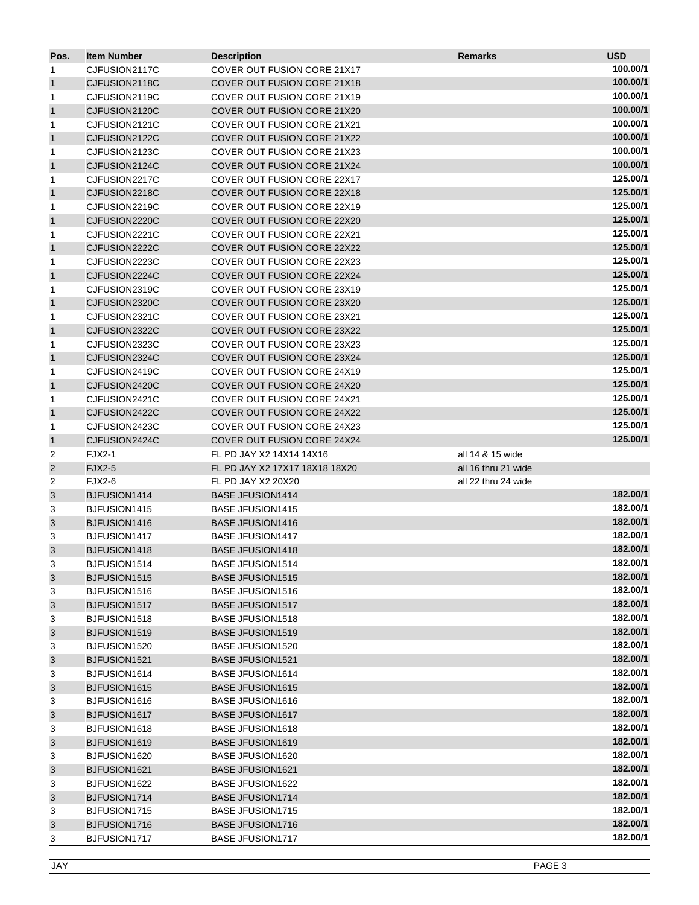| Pos. | Item Number | Description | Remarks | USD |
|---|---|---|---|---|
| 1 | CJFUSION2117C | COVER OUT FUSION CORE 21X17 | | 100.00/1 |
| 1 | CJFUSION2118C | COVER OUT FUSION CORE 21X18 | | 100.00/1 |
| 1 | CJFUSION2119C | COVER OUT FUSION CORE 21X19 | | 100.00/1 |
| 1 | CJFUSION2120C | COVER OUT FUSION CORE 21X20 | | 100.00/1 |
| 1 | CJFUSION2121C | COVER OUT FUSION CORE 21X21 | | 100.00/1 |
| 1 | CJFUSION2122C | COVER OUT FUSION CORE 21X22 | | 100.00/1 |
| 1 | CJFUSION2123C | COVER OUT FUSION CORE 21X23 | | 100.00/1 |
| 1 | CJFUSION2124C | COVER OUT FUSION CORE 21X24 | | 100.00/1 |
| 1 | CJFUSION2217C | COVER OUT FUSION CORE 22X17 | | 125.00/1 |
| 1 | CJFUSION2218C | COVER OUT FUSION CORE 22X18 | | 125.00/1 |
| 1 | CJFUSION2219C | COVER OUT FUSION CORE 22X19 | | 125.00/1 |
| 1 | CJFUSION2220C | COVER OUT FUSION CORE 22X20 | | 125.00/1 |
| 1 | CJFUSION2221C | COVER OUT FUSION CORE 22X21 | | 125.00/1 |
| 1 | CJFUSION2222C | COVER OUT FUSION CORE 22X22 | | 125.00/1 |
| 1 | CJFUSION2223C | COVER OUT FUSION CORE 22X23 | | 125.00/1 |
| 1 | CJFUSION2224C | COVER OUT FUSION CORE 22X24 | | 125.00/1 |
| 1 | CJFUSION2319C | COVER OUT FUSION CORE 23X19 | | 125.00/1 |
| 1 | CJFUSION2320C | COVER OUT FUSION CORE 23X20 | | 125.00/1 |
| 1 | CJFUSION2321C | COVER OUT FUSION CORE 23X21 | | 125.00/1 |
| 1 | CJFUSION2322C | COVER OUT FUSION CORE 23X22 | | 125.00/1 |
| 1 | CJFUSION2323C | COVER OUT FUSION CORE 23X23 | | 125.00/1 |
| 1 | CJFUSION2324C | COVER OUT FUSION CORE 23X24 | | 125.00/1 |
| 1 | CJFUSION2419C | COVER OUT FUSION CORE 24X19 | | 125.00/1 |
| 1 | CJFUSION2420C | COVER OUT FUSION CORE 24X20 | | 125.00/1 |
| 1 | CJFUSION2421C | COVER OUT FUSION CORE 24X21 | | 125.00/1 |
| 1 | CJFUSION2422C | COVER OUT FUSION CORE 24X22 | | 125.00/1 |
| 1 | CJFUSION2423C | COVER OUT FUSION CORE 24X23 | | 125.00/1 |
| 1 | CJFUSION2424C | COVER OUT FUSION CORE 24X24 | | 125.00/1 |
| 2 | FJX2-1 | FL PD JAY X2 14X14 14X16 | all 14 & 15 wide | |
| 2 | FJX2-5 | FL PD JAY X2 17X17 18X18 18X20 | all 16 thru 21 wide | |
| 2 | FJX2-6 | FL PD JAY X2 20X20 | all 22 thru 24 wide | |
| 3 | BJFUSION1414 | BASE JFUSION1414 | | 182.00/1 |
| 3 | BJFUSION1415 | BASE JFUSION1415 | | 182.00/1 |
| 3 | BJFUSION1416 | BASE JFUSION1416 | | 182.00/1 |
| 3 | BJFUSION1417 | BASE JFUSION1417 | | 182.00/1 |
| 3 | BJFUSION1418 | BASE JFUSION1418 | | 182.00/1 |
| 3 | BJFUSION1514 | BASE JFUSION1514 | | 182.00/1 |
| 3 | BJFUSION1515 | BASE JFUSION1515 | | 182.00/1 |
| 3 | BJFUSION1516 | BASE JFUSION1516 | | 182.00/1 |
| 3 | BJFUSION1517 | BASE JFUSION1517 | | 182.00/1 |
| 3 | BJFUSION1518 | BASE JFUSION1518 | | 182.00/1 |
| 3 | BJFUSION1519 | BASE JFUSION1519 | | 182.00/1 |
| 3 | BJFUSION1520 | BASE JFUSION1520 | | 182.00/1 |
| 3 | BJFUSION1521 | BASE JFUSION1521 | | 182.00/1 |
| 3 | BJFUSION1614 | BASE JFUSION1614 | | 182.00/1 |
| 3 | BJFUSION1615 | BASE JFUSION1615 | | 182.00/1 |
| 3 | BJFUSION1616 | BASE JFUSION1616 | | 182.00/1 |
| 3 | BJFUSION1617 | BASE JFUSION1617 | | 182.00/1 |
| 3 | BJFUSION1618 | BASE JFUSION1618 | | 182.00/1 |
| 3 | BJFUSION1619 | BASE JFUSION1619 | | 182.00/1 |
| 3 | BJFUSION1620 | BASE JFUSION1620 | | 182.00/1 |
| 3 | BJFUSION1621 | BASE JFUSION1621 | | 182.00/1 |
| 3 | BJFUSION1622 | BASE JFUSION1622 | | 182.00/1 |
| 3 | BJFUSION1714 | BASE JFUSION1714 | | 182.00/1 |
| 3 | BJFUSION1715 | BASE JFUSION1715 | | 182.00/1 |
| 3 | BJFUSION1716 | BASE JFUSION1716 | | 182.00/1 |
| 3 | BJFUSION1717 | BASE JFUSION1717 | | 182.00/1 |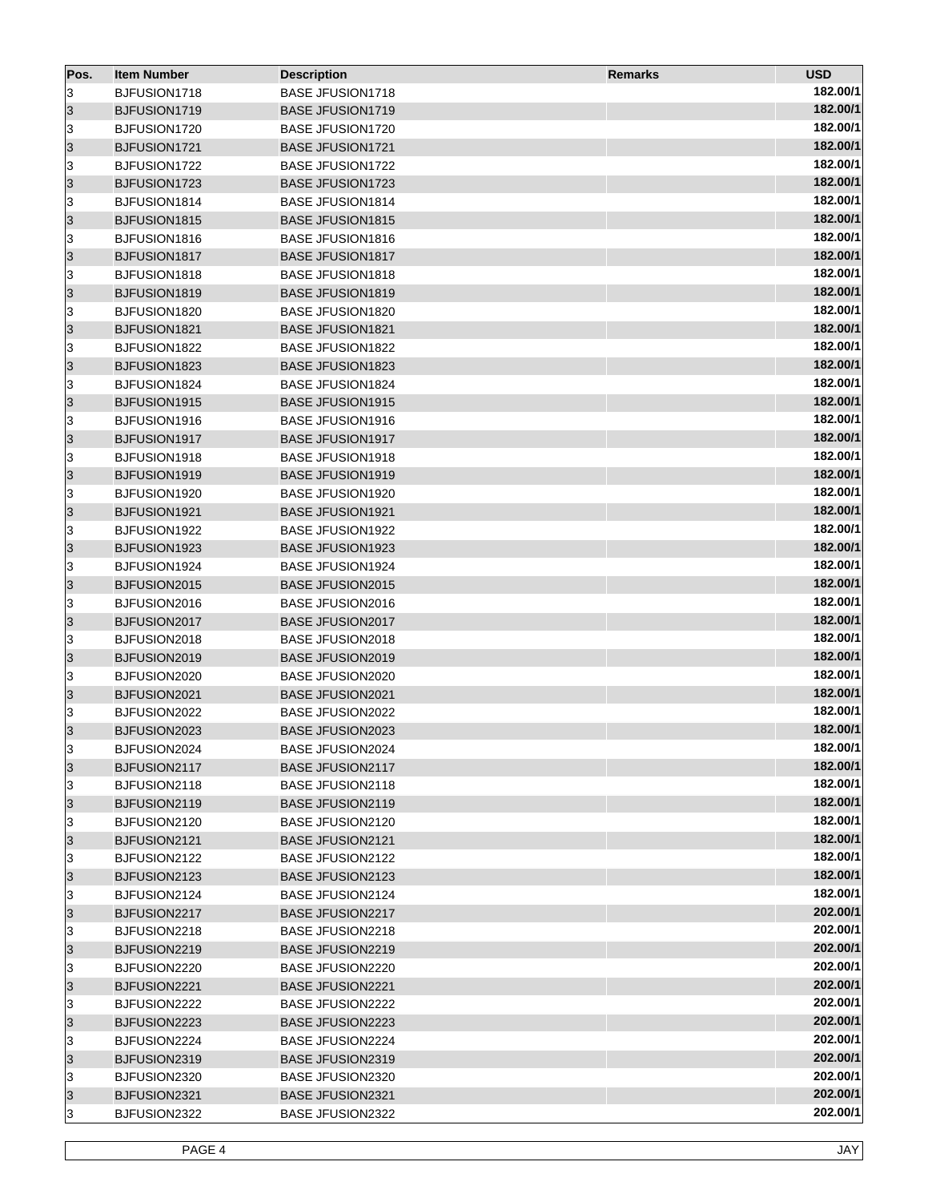| Pos. | Item Number | Description | Remarks | USD |
| --- | --- | --- | --- | --- |
| 3 | BJFUSION1718 | BASE JFUSION1718 | | 182.00/1 |
| 3 | BJFUSION1719 | BASE JFUSION1719 | | 182.00/1 |
| 3 | BJFUSION1720 | BASE JFUSION1720 | | 182.00/1 |
| 3 | BJFUSION1721 | BASE JFUSION1721 | | 182.00/1 |
| 3 | BJFUSION1722 | BASE JFUSION1722 | | 182.00/1 |
| 3 | BJFUSION1723 | BASE JFUSION1723 | | 182.00/1 |
| 3 | BJFUSION1814 | BASE JFUSION1814 | | 182.00/1 |
| 3 | BJFUSION1815 | BASE JFUSION1815 | | 182.00/1 |
| 3 | BJFUSION1816 | BASE JFUSION1816 | | 182.00/1 |
| 3 | BJFUSION1817 | BASE JFUSION1817 | | 182.00/1 |
| 3 | BJFUSION1818 | BASE JFUSION1818 | | 182.00/1 |
| 3 | BJFUSION1819 | BASE JFUSION1819 | | 182.00/1 |
| 3 | BJFUSION1820 | BASE JFUSION1820 | | 182.00/1 |
| 3 | BJFUSION1821 | BASE JFUSION1821 | | 182.00/1 |
| 3 | BJFUSION1822 | BASE JFUSION1822 | | 182.00/1 |
| 3 | BJFUSION1823 | BASE JFUSION1823 | | 182.00/1 |
| 3 | BJFUSION1824 | BASE JFUSION1824 | | 182.00/1 |
| 3 | BJFUSION1915 | BASE JFUSION1915 | | 182.00/1 |
| 3 | BJFUSION1916 | BASE JFUSION1916 | | 182.00/1 |
| 3 | BJFUSION1917 | BASE JFUSION1917 | | 182.00/1 |
| 3 | BJFUSION1918 | BASE JFUSION1918 | | 182.00/1 |
| 3 | BJFUSION1919 | BASE JFUSION1919 | | 182.00/1 |
| 3 | BJFUSION1920 | BASE JFUSION1920 | | 182.00/1 |
| 3 | BJFUSION1921 | BASE JFUSION1921 | | 182.00/1 |
| 3 | BJFUSION1922 | BASE JFUSION1922 | | 182.00/1 |
| 3 | BJFUSION1923 | BASE JFUSION1923 | | 182.00/1 |
| 3 | BJFUSION1924 | BASE JFUSION1924 | | 182.00/1 |
| 3 | BJFUSION2015 | BASE JFUSION2015 | | 182.00/1 |
| 3 | BJFUSION2016 | BASE JFUSION2016 | | 182.00/1 |
| 3 | BJFUSION2017 | BASE JFUSION2017 | | 182.00/1 |
| 3 | BJFUSION2018 | BASE JFUSION2018 | | 182.00/1 |
| 3 | BJFUSION2019 | BASE JFUSION2019 | | 182.00/1 |
| 3 | BJFUSION2020 | BASE JFUSION2020 | | 182.00/1 |
| 3 | BJFUSION2021 | BASE JFUSION2021 | | 182.00/1 |
| 3 | BJFUSION2022 | BASE JFUSION2022 | | 182.00/1 |
| 3 | BJFUSION2023 | BASE JFUSION2023 | | 182.00/1 |
| 3 | BJFUSION2024 | BASE JFUSION2024 | | 182.00/1 |
| 3 | BJFUSION2117 | BASE JFUSION2117 | | 182.00/1 |
| 3 | BJFUSION2118 | BASE JFUSION2118 | | 182.00/1 |
| 3 | BJFUSION2119 | BASE JFUSION2119 | | 182.00/1 |
| 3 | BJFUSION2120 | BASE JFUSION2120 | | 182.00/1 |
| 3 | BJFUSION2121 | BASE JFUSION2121 | | 182.00/1 |
| 3 | BJFUSION2122 | BASE JFUSION2122 | | 182.00/1 |
| 3 | BJFUSION2123 | BASE JFUSION2123 | | 182.00/1 |
| 3 | BJFUSION2124 | BASE JFUSION2124 | | 182.00/1 |
| 3 | BJFUSION2217 | BASE JFUSION2217 | | 202.00/1 |
| 3 | BJFUSION2218 | BASE JFUSION2218 | | 202.00/1 |
| 3 | BJFUSION2219 | BASE JFUSION2219 | | 202.00/1 |
| 3 | BJFUSION2220 | BASE JFUSION2220 | | 202.00/1 |
| 3 | BJFUSION2221 | BASE JFUSION2221 | | 202.00/1 |
| 3 | BJFUSION2222 | BASE JFUSION2222 | | 202.00/1 |
| 3 | BJFUSION2223 | BASE JFUSION2223 | | 202.00/1 |
| 3 | BJFUSION2224 | BASE JFUSION2224 | | 202.00/1 |
| 3 | BJFUSION2319 | BASE JFUSION2319 | | 202.00/1 |
| 3 | BJFUSION2320 | BASE JFUSION2320 | | 202.00/1 |
| 3 | BJFUSION2321 | BASE JFUSION2321 | | 202.00/1 |
| 3 | BJFUSION2322 | BASE JFUSION2322 | | 202.00/1 |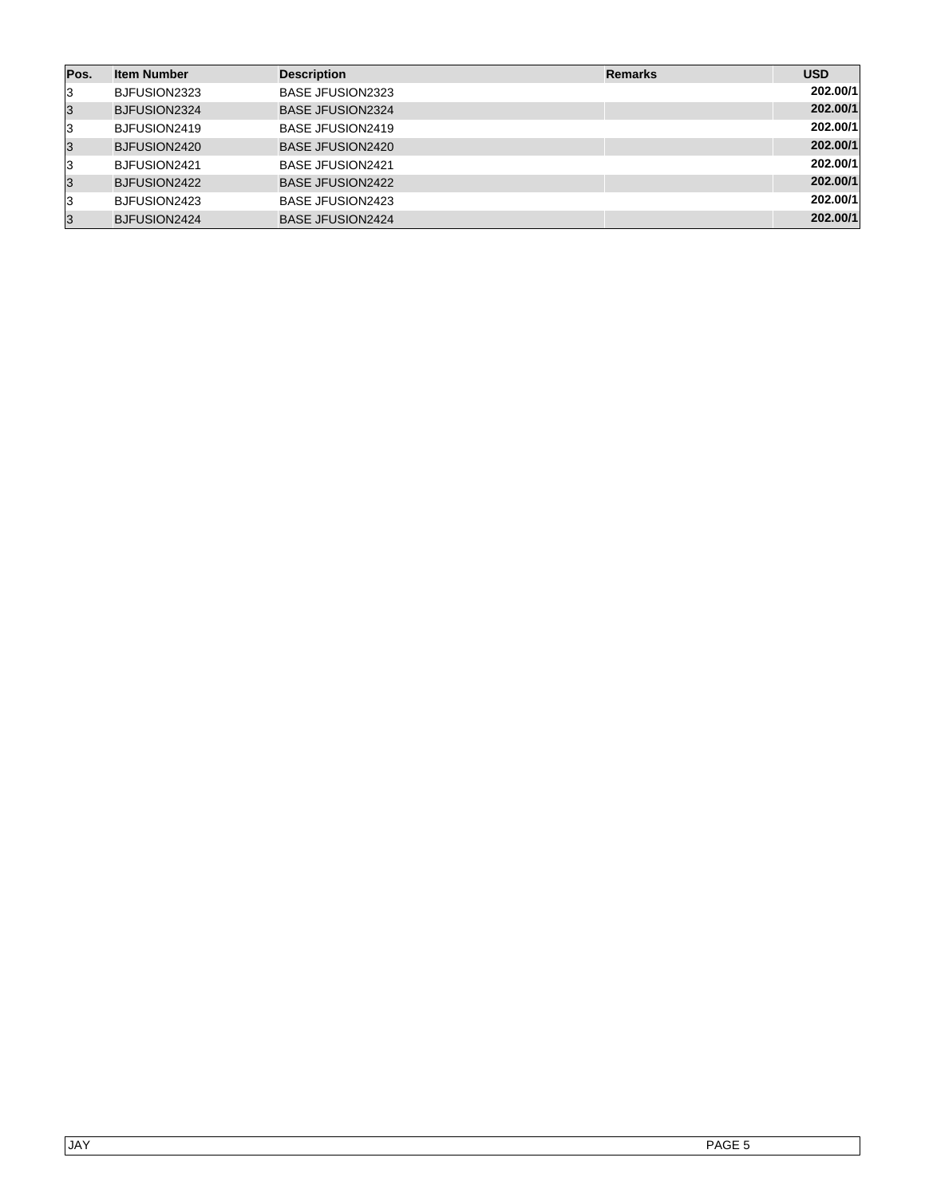| Pos. | Item Number | Description | Remarks | USD |
|---|---|---|---|---|
| 3 | BJFUSION2323 | BASE JFUSION2323 | | **202.00/1** |
| 3 | BJFUSION2324 | BASE JFUSION2324 | | **202.00/1** |
| 3 | BJFUSION2419 | BASE JFUSION2419 | | **202.00/1** |
| 3 | BJFUSION2420 | BASE JFUSION2420 | | **202.00/1** |
| 3 | BJFUSION2421 | BASE JFUSION2421 | | **202.00/1** |
| 3 | BJFUSION2422 | BASE JFUSION2422 | | **202.00/1** |
| 3 | BJFUSION2423 | BASE JFUSION2423 | | **202.00/1** |
| 3 | BJFUSION2424 | BASE JFUSION2424 | | **202.00/1** |